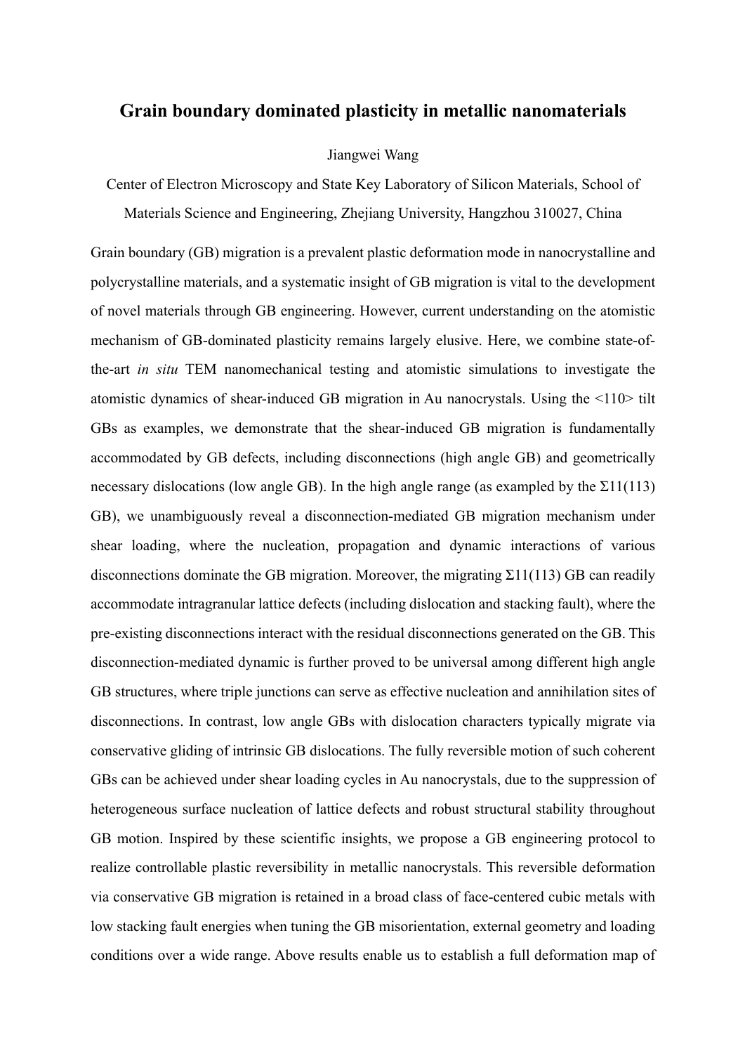# Grain boundary dominated plasticity in metallic nanomaterials

Jiangwei Wang

Center of Electron Microscopy and State Key Laboratory of Silicon Materials, School of Materials Science and Engineering, Zhejiang University, Hangzhou 310027, China

Grain boundary (GB) migration is a prevalent plastic deformation mode in nanocrystalline and polycrystalline materials, and a systematic insight of GB migration is vital to the development of novel materials through GB engineering. However, current understanding on the atomistic mechanism of GB-dominated plasticity remains largely elusive. Here, we combine state-of-the-art *in situ* TEM nanomechanical testing and atomistic simulations to investigate the atomistic dynamics of shear-induced GB migration in Au nanocrystals. Using the <110> tilt GBs as examples, we demonstrate that the shear-induced GB migration is fundamentally accommodated by GB defects, including disconnections (high angle GB) and geometrically necessary dislocations (low angle GB). In the high angle range (as exampled by the $\Sigma 11(113)$ GB), we unambiguously reveal a disconnection-mediated GB migration mechanism under shear loading, where the nucleation, propagation and dynamic interactions of various disconnections dominate the GB migration. Moreover, the migrating $\Sigma 11(113)$ GB can readily accommodate intragranular lattice defects (including dislocation and stacking fault), where the pre-existing disconnections interact with the residual disconnections generated on the GB. This disconnection-mediated dynamic is further proved to be universal among different high angle GB structures, where triple junctions can serve as effective nucleation and annihilation sites of disconnections. In contrast, low angle GBs with dislocation characters typically migrate via conservative gliding of intrinsic GB dislocations. The fully reversible motion of such coherent GBs can be achieved under shear loading cycles in Au nanocrystals, due to the suppression of heterogeneous surface nucleation of lattice defects and robust structural stability throughout GB motion. Inspired by these scientific insights, we propose a GB engineering protocol to realize controllable plastic reversibility in metallic nanocrystals. This reversible deformation via conservative GB migration is retained in a broad class of face-centered cubic metals with low stacking fault energies when tuning the GB misorientation, external geometry and loading conditions over a wide range. Above results enable us to establish a full deformation map of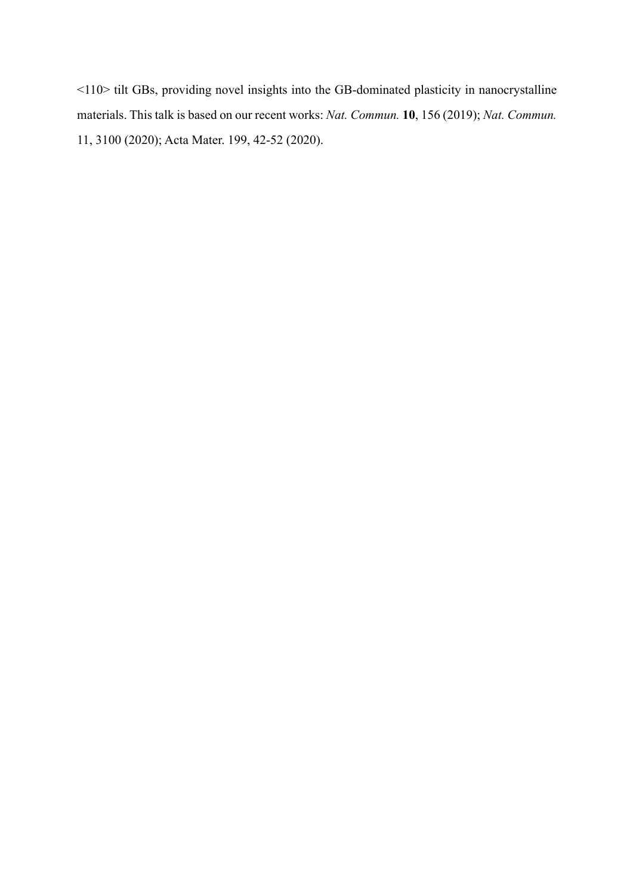<110> tilt GBs, providing novel insights into the GB-dominated plasticity in nanocrystalline materials. This talk is based on our recent works: *Nat. Commun.* **10**, 156 (2019); *Nat. Commun.* 11, 3100 (2020); Acta Mater. 199, 42-52 (2020).